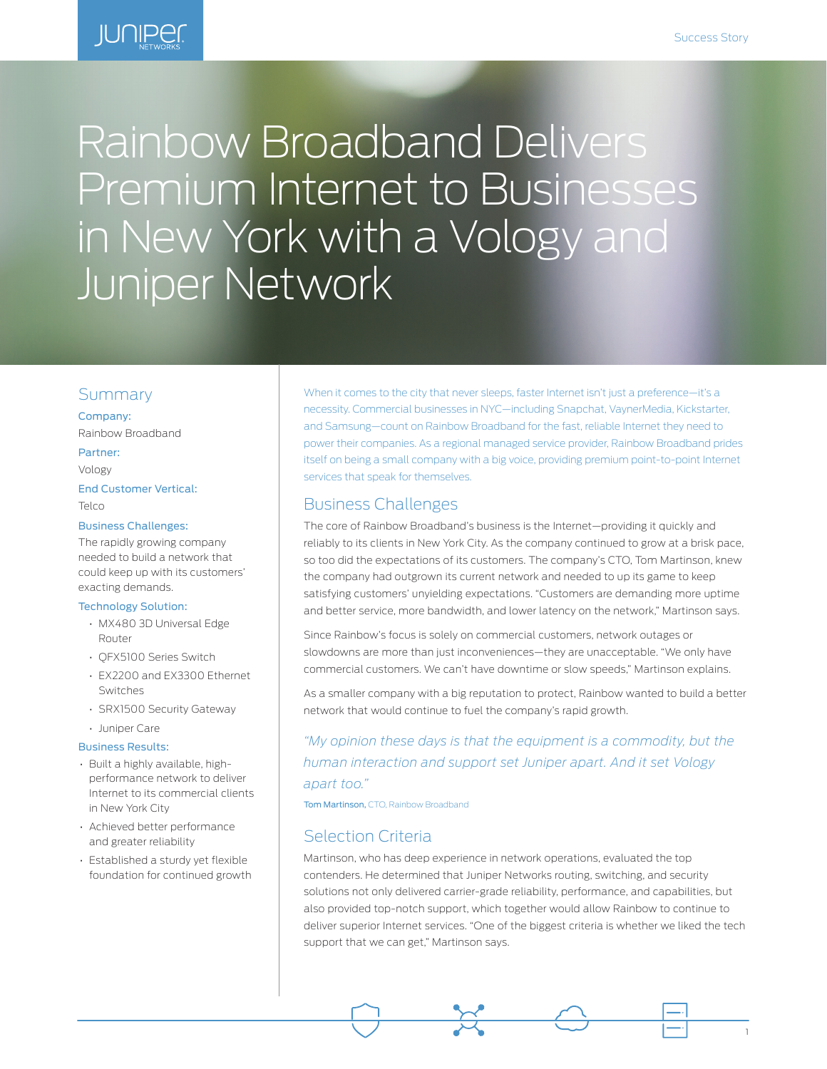# Rainbow Broadband Delivers Premium Internet to Businesses in New York with a Vology and Juniper Network

## Summary

**Company:**

Rainbow Broadband

**Partner:**

Vology

**End Customer Vertical:**

Telco

**Business Challenges:**

The rapidly growing company needed to build a network that could keep up with its customers' exacting demands.

**Technology Solution:**

- MX480 3D Universal Edge Router
- QFX5100 Series Switch
- EX2200 and EX3300 Ethernet Switches
- SRX1500 Security Gateway
- Juniper Care

**Business Results:**

- Built a highly available, high-performance network to deliver Internet to its commercial clients in New York City
- Achieved better performance and greater reliability
- Established a sturdy yet flexible foundation for continued growth

When it comes to the city that never sleeps, faster Internet isn't just a preference—it's a necessity. Commercial businesses in NYC—including Snapchat, VaynerMedia, Kickstarter, and Samsung—count on Rainbow Broadband for the fast, reliable Internet they need to power their companies. As a regional managed service provider, Rainbow Broadband prides itself on being a small company with a big voice, providing premium point-to-point Internet services that speak for themselves.

## Business Challenges

The core of Rainbow Broadband's business is the Internet—providing it quickly and reliably to its clients in New York City. As the company continued to grow at a brisk pace, so too did the expectations of its customers. The company's CTO, Tom Martinson, knew the company had outgrown its current network and needed to up its game to keep satisfying customers' unyielding expectations. "Customers are demanding more uptime and better service, more bandwidth, and lower latency on the network," Martinson says.

Since Rainbow's focus is solely on commercial customers, network outages or slowdowns are more than just inconveniences—they are unacceptable. "We only have commercial customers. We can't have downtime or slow speeds," Martinson explains.

As a smaller company with a big reputation to protect, Rainbow wanted to build a better network that would continue to fuel the company's rapid growth.

*"My opinion these days is that the equipment is a commodity, but the human interaction and support set Juniper apart. And it set Vology apart too."*

**Tom Martinson,** CTO, Rainbow Broadband

## Selection Criteria

Martinson, who has deep experience in network operations, evaluated the top contenders. He determined that Juniper Networks routing, switching, and security solutions not only delivered carrier-grade reliability, performance, and capabilities, but also provided top-notch support, which together would allow Rainbow to continue to deliver superior Internet services. "One of the biggest criteria is whether we liked the tech support that we can get," Martinson says.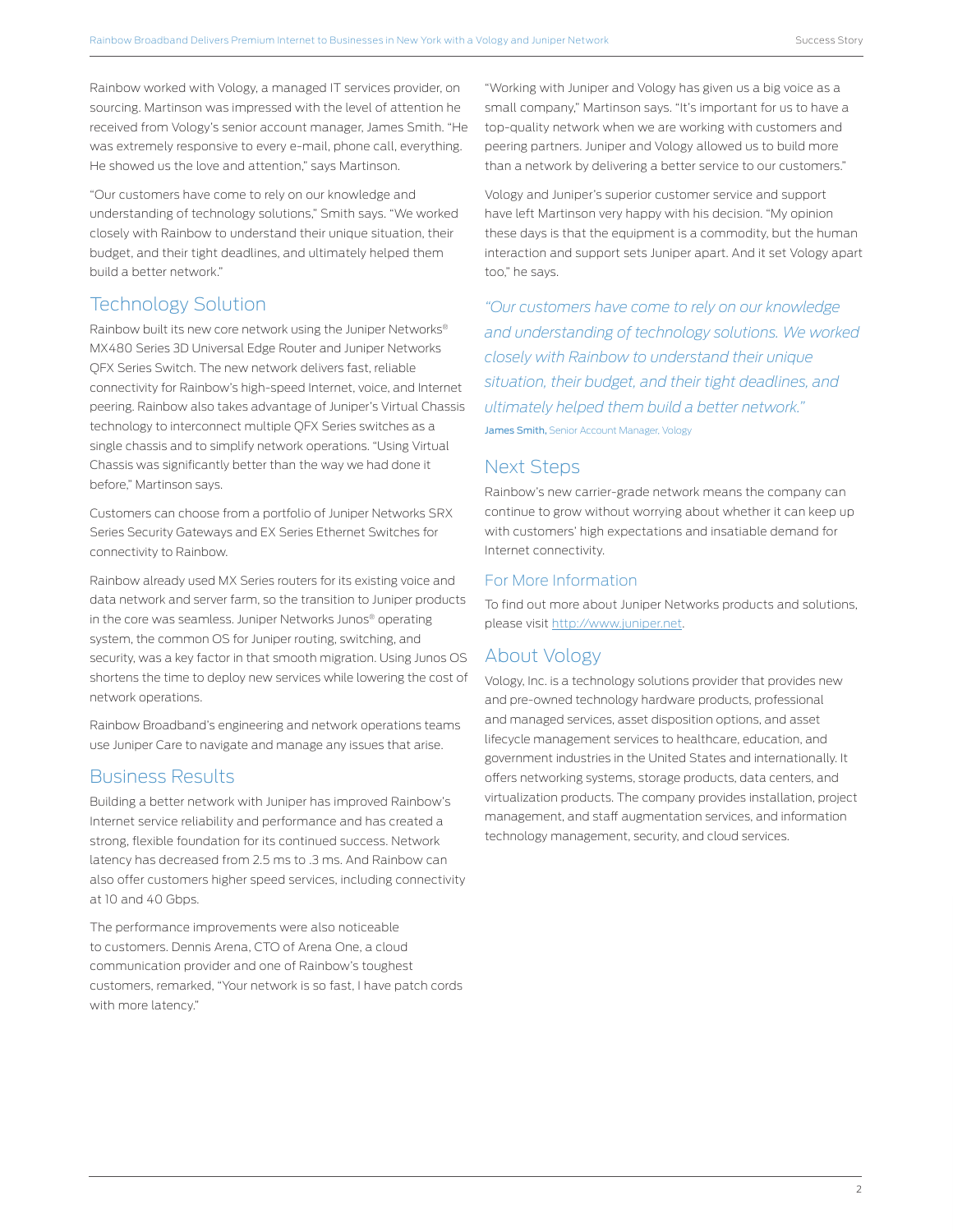Rainbow worked with Vology, a managed IT services provider, on sourcing. Martinson was impressed with the level of attention he received from Vology's senior account manager, James Smith. "He was extremely responsive to every e-mail, phone call, everything. He showed us the love and attention," says Martinson.

"Our customers have come to rely on our knowledge and understanding of technology solutions," Smith says. "We worked closely with Rainbow to understand their unique situation, their budget, and their tight deadlines, and ultimately helped them build a better network."

## Technology Solution

Rainbow built its new core network using the Juniper Networks® MX480 Series 3D Universal Edge Router and Juniper Networks QFX Series Switch. The new network delivers fast, reliable connectivity for Rainbow's high-speed Internet, voice, and Internet peering. Rainbow also takes advantage of Juniper's Virtual Chassis technology to interconnect multiple QFX Series switches as a single chassis and to simplify network operations. "Using Virtual Chassis was significantly better than the way we had done it before," Martinson says.

Customers can choose from a portfolio of Juniper Networks SRX Series Security Gateways and EX Series Ethernet Switches for connectivity to Rainbow.

Rainbow already used MX Series routers for its existing voice and data network and server farm, so the transition to Juniper products in the core was seamless. Juniper Networks Junos® operating system, the common OS for Juniper routing, switching, and security, was a key factor in that smooth migration. Using Junos OS shortens the time to deploy new services while lowering the cost of network operations.

Rainbow Broadband's engineering and network operations teams use Juniper Care to navigate and manage any issues that arise.

## Business Results

Building a better network with Juniper has improved Rainbow's Internet service reliability and performance and has created a strong, flexible foundation for its continued success. Network latency has decreased from 2.5 ms to .3 ms. And Rainbow can also offer customers higher speed services, including connectivity at 10 and 40 Gbps.

The performance improvements were also noticeable to customers. Dennis Arena, CTO of Arena One, a cloud communication provider and one of Rainbow's toughest customers, remarked, "Your network is so fast, I have patch cords with more latency."

"Working with Juniper and Vology has given us a big voice as a small company," Martinson says. "It's important for us to have a top-quality network when we are working with customers and peering partners. Juniper and Vology allowed us to build more than a network by delivering a better service to our customers."

Vology and Juniper's superior customer service and support have left Martinson very happy with his decision. "My opinion these days is that the equipment is a commodity, but the human interaction and support sets Juniper apart. And it set Vology apart too," he says.

*"Our customers have come to rely on our knowledge and understanding of technology solutions. We worked closely with Rainbow to understand their unique situation, their budget, and their tight deadlines, and ultimately helped them build a better network."*

**James Smith,** Senior Account Manager, Vology

## Next Steps

Rainbow's new carrier-grade network means the company can continue to grow without worrying about whether it can keep up with customers' high expectations and insatiable demand for Internet connectivity.

### For More Information

To find out more about Juniper Networks products and solutions, please visit http://www.juniper.net.

## About Vology

Vology, Inc. is a technology solutions provider that provides new and pre-owned technology hardware products, professional and managed services, asset disposition options, and asset lifecycle management services to healthcare, education, and government industries in the United States and internationally. It offers networking systems, storage products, data centers, and virtualization products. The company provides installation, project management, and staff augmentation services, and information technology management, security, and cloud services.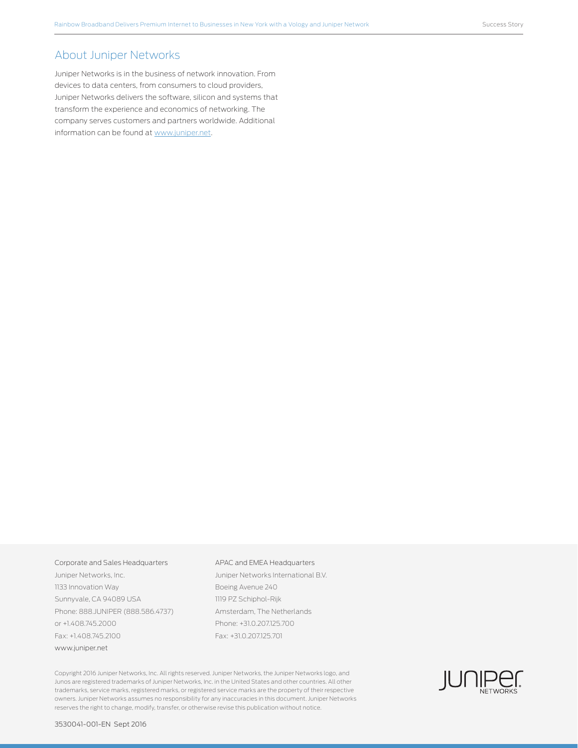## About Juniper Networks

Juniper Networks is in the business of network innovation. From devices to data centers, from consumers to cloud providers, Juniper Networks delivers the software, silicon and systems that transform the experience and economics of networking. The company serves customers and partners worldwide. Additional information can be found at [www.juniper.net](http://www.juniper.net).

Corporate and Sales Headquarters
Juniper Networks, Inc.
1133 Innovation Way
Sunnyvale, CA 94089 USA
Phone: 888.JUNIPER (888.586.4737)
or +1.408.745.2000
Fax: +1.408.745.2100
www.juniper.net

APAC and EMEA Headquarters
Juniper Networks International B.V.
Boeing Avenue 240
1119 PZ Schiphol-Rijk
Amsterdam, The Netherlands
Phone: +31.0.207.125.700
Fax: +31.0.207.125.701

Copyright 2016 Juniper Networks, Inc. All rights reserved. Juniper Networks, the Juniper Networks logo, and Junos are registered trademarks of Juniper Networks, Inc. in the United States and other countries. All other trademarks, service marks, registered marks, or registered service marks are the property of their respective owners. Juniper Networks assumes no responsibility for any inaccuracies in this document. Juniper Networks reserves the right to change, modify, transfer, or otherwise revise this publication without notice.

3530041-001-EN Sept 2016